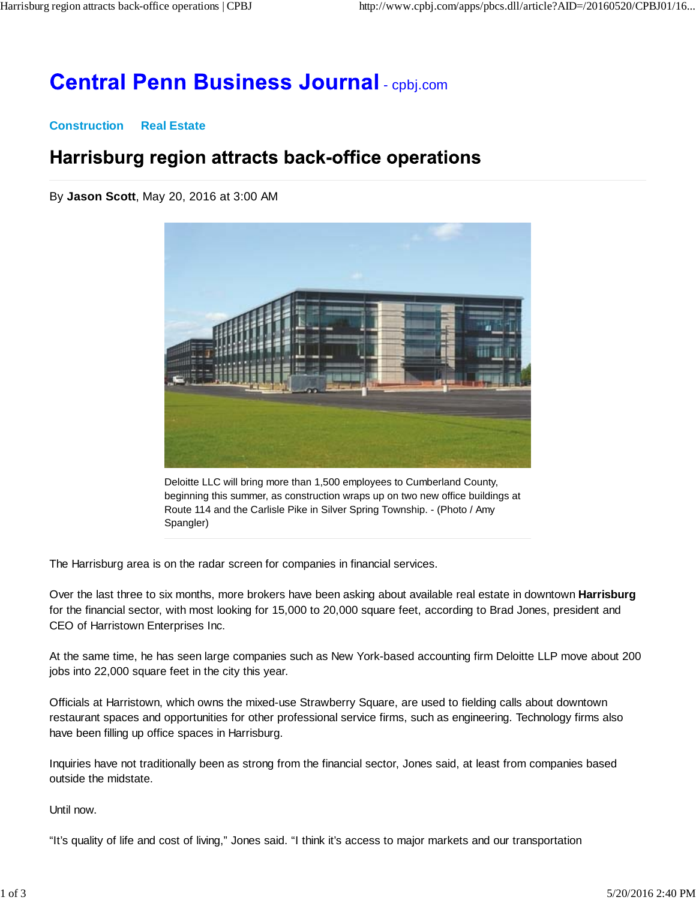# Central Penn Business Journal - cpbj.com

**Construction** **Real Estate**

## Harrisburg region attracts back-office operations

By **Jason Scott**, May 20, 2016 at 3:00 AM

Deloitte LLC will bring more than 1,500 employees to Cumberland County, beginning this summer, as construction wraps up on two new office buildings at Route 114 and the Carlisle Pike in Silver Spring Township. - (Photo / Amy Spangler)

The Harrisburg area is on the radar screen for companies in financial services.

Over the last three to six months, more brokers have been asking about available real estate in downtown **Harrisburg** for the financial sector, with most looking for 15,000 to 20,000 square feet, according to Brad Jones, president and CEO of Harristown Enterprises Inc.

At the same time, he has seen large companies such as New York-based accounting firm Deloitte LLP move about 200 jobs into 22,000 square feet in the city this year.

Officials at Harristown, which owns the mixed-use Strawberry Square, are used to fielding calls about downtown restaurant spaces and opportunities for other professional service firms, such as engineering. Technology firms also have been filling up office spaces in Harrisburg.

Inquiries have not traditionally been as strong from the financial sector, Jones said, at least from companies based outside the midstate.

Until now.

"It's quality of life and cost of living," Jones said. "I think it's access to major markets and our transportation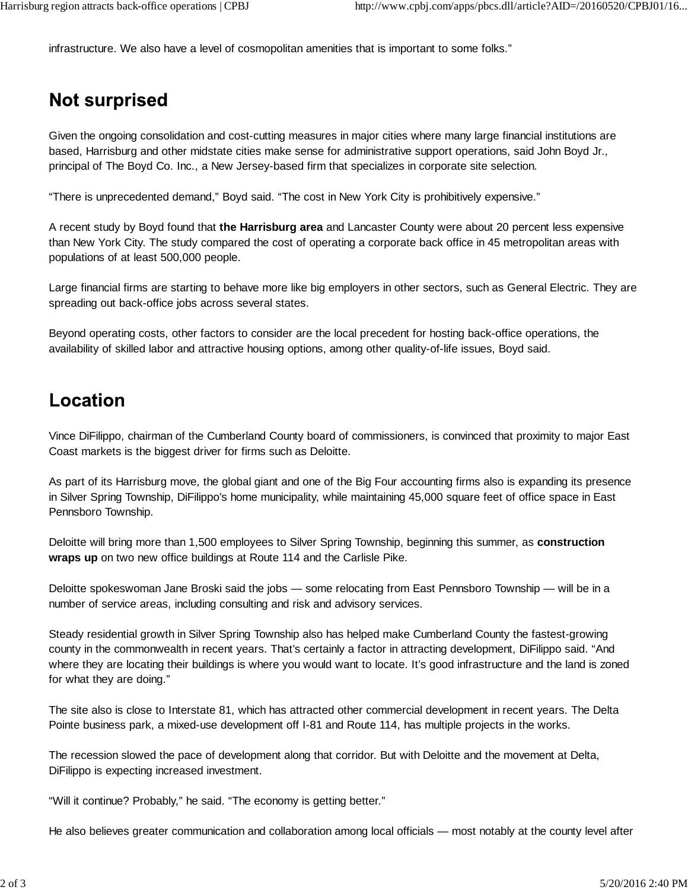infrastructure. We also have a level of cosmopolitan amenities that is important to some folks."

## Not surprised

Given the ongoing consolidation and cost-cutting measures in major cities where many large financial institutions are based, Harrisburg and other midstate cities make sense for administrative support operations, said John Boyd Jr., principal of The Boyd Co. Inc., a New Jersey-based firm that specializes in corporate site selection.

"There is unprecedented demand," Boyd said. "The cost in New York City is prohibitively expensive."

A recent study by Boyd found that **the Harrisburg area** and Lancaster County were about 20 percent less expensive than New York City. The study compared the cost of operating a corporate back office in 45 metropolitan areas with populations of at least 500,000 people.

Large financial firms are starting to behave more like big employers in other sectors, such as General Electric. They are spreading out back-office jobs across several states.

Beyond operating costs, other factors to consider are the local precedent for hosting back-office operations, the availability of skilled labor and attractive housing options, among other quality-of-life issues, Boyd said.

## Location

Vince DiFilippo, chairman of the Cumberland County board of commissioners, is convinced that proximity to major East Coast markets is the biggest driver for firms such as Deloitte.

As part of its Harrisburg move, the global giant and one of the Big Four accounting firms also is expanding its presence in Silver Spring Township, DiFilippo's home municipality, while maintaining 45,000 square feet of office space in East Pennsboro Township.

Deloitte will bring more than 1,500 employees to Silver Spring Township, beginning this summer, as **construction wraps up** on two new office buildings at Route 114 and the Carlisle Pike.

Deloitte spokeswoman Jane Broski said the jobs — some relocating from East Pennsboro Township — will be in a number of service areas, including consulting and risk and advisory services.

Steady residential growth in Silver Spring Township also has helped make Cumberland County the fastest-growing county in the commonwealth in recent years. That's certainly a factor in attracting development, DiFilippo said. "And where they are locating their buildings is where you would want to locate. It's good infrastructure and the land is zoned for what they are doing."

The site also is close to Interstate 81, which has attracted other commercial development in recent years. The Delta Pointe business park, a mixed-use development off I-81 and Route 114, has multiple projects in the works.

The recession slowed the pace of development along that corridor. But with Deloitte and the movement at Delta, DiFilippo is expecting increased investment.

"Will it continue? Probably," he said. "The economy is getting better."

He also believes greater communication and collaboration among local officials — most notably at the county level after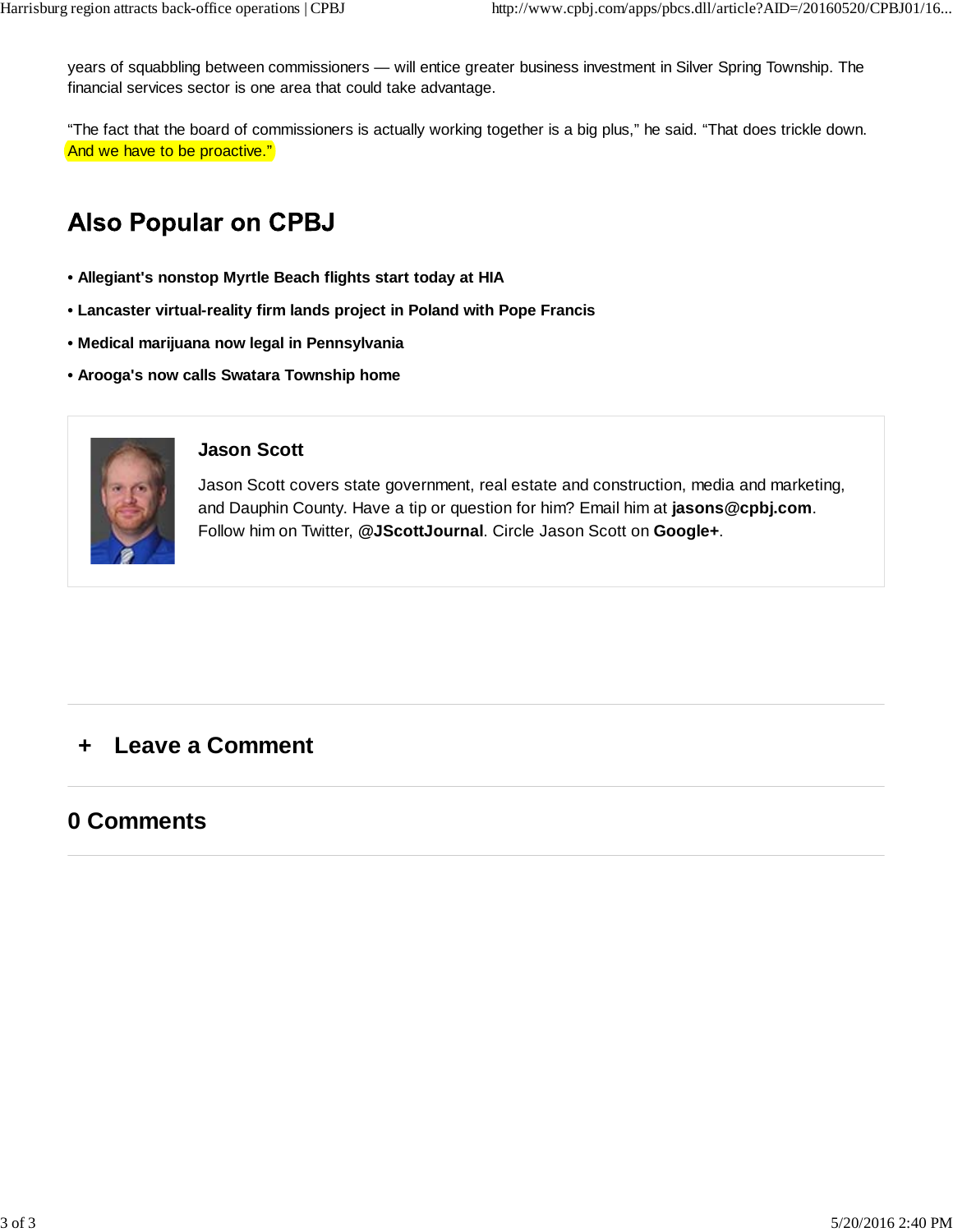years of squabbling between commissioners — will entice greater business investment in Silver Spring Township. The financial services sector is one area that could take advantage.

"The fact that the board of commissioners is actually working together is a big plus," he said. "That does trickle down. And we have to be proactive."

## Also Popular on CPBJ

- **Allegiant's nonstop Myrtle Beach flights start today at HIA**
- **Lancaster virtual-reality firm lands project in Poland with Pope Francis**
- **Medical marijuana now legal in Pennsylvania**
- **Arooga's now calls Swatara Township home**

**Jason Scott**

Jason Scott covers state government, real estate and construction, media and marketing, and Dauphin County. Have a tip or question for him? Email him at **jasons@cpbj.com**. Follow him on Twitter, **@JScottJournal**. Circle Jason Scott on **Google+**.

## + Leave a Comment

## 0 Comments